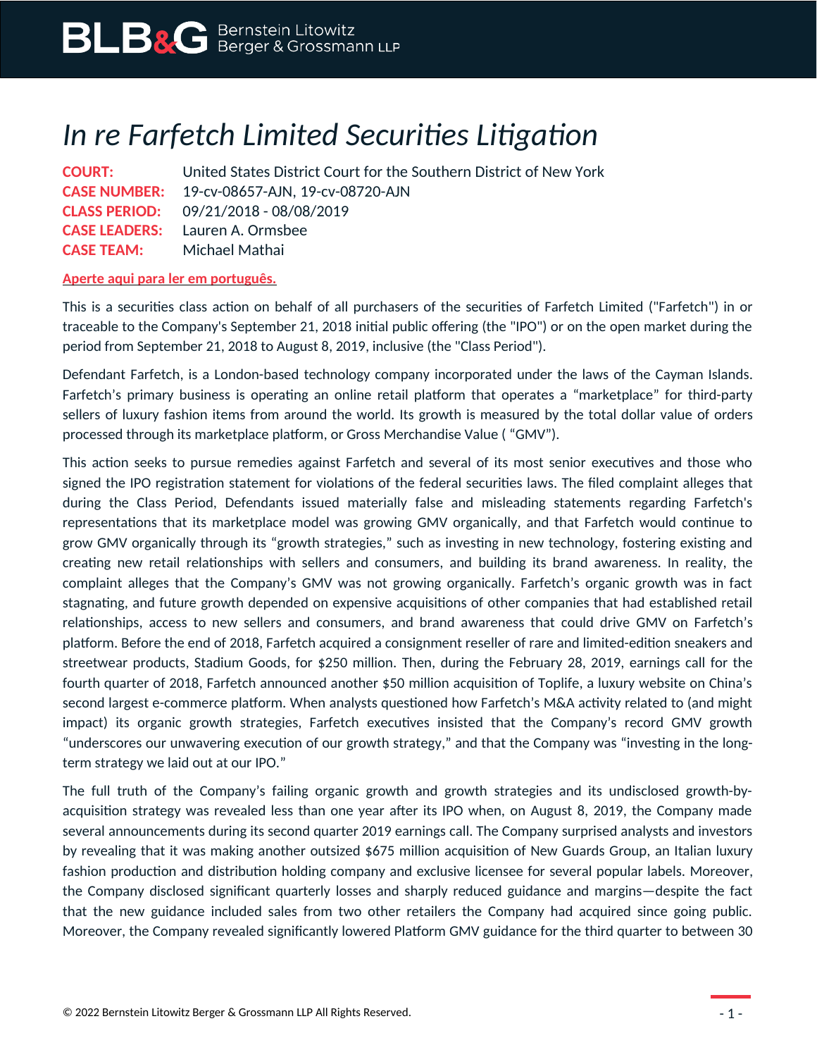# *In re Farfetch Limited Securities Litigation*

**COURT:** United States District Court for the Southern District of New York
**CASE NUMBER:** 19-cv-08657-AJN, 19-cv-08720-AJN
**CLASS PERIOD:** 09/21/2018 - 08/08/2019
**CASE LEADERS:** Lauren A. Ormsbee
**CASE TEAM:** Michael Mathai

**Aperte aqui para ler em português.**

This is a securities class action on behalf of all purchasers of the securities of Farfetch Limited ("Farfetch") in or traceable to the Company's September 21, 2018 initial public offering (the "IPO") or on the open market during the period from September 21, 2018 to August 8, 2019, inclusive (the "Class Period").

Defendant Farfetch, is a London-based technology company incorporated under the laws of the Cayman Islands. Farfetch's primary business is operating an online retail platform that operates a "marketplace" for third-party sellers of luxury fashion items from around the world. Its growth is measured by the total dollar value of orders processed through its marketplace platform, or Gross Merchandise Value ( "GMV").

This action seeks to pursue remedies against Farfetch and several of its most senior executives and those who signed the IPO registration statement for violations of the federal securities laws. The filed complaint alleges that during the Class Period, Defendants issued materially false and misleading statements regarding Farfetch's representations that its marketplace model was growing GMV organically, and that Farfetch would continue to grow GMV organically through its "growth strategies," such as investing in new technology, fostering existing and creating new retail relationships with sellers and consumers, and building its brand awareness. In reality, the complaint alleges that the Company's GMV was not growing organically. Farfetch's organic growth was in fact stagnating, and future growth depended on expensive acquisitions of other companies that had established retail relationships, access to new sellers and consumers, and brand awareness that could drive GMV on Farfetch's platform. Before the end of 2018, Farfetch acquired a consignment reseller of rare and limited-edition sneakers and streetwear products, Stadium Goods, for $250 million. Then, during the February 28, 2019, earnings call for the fourth quarter of 2018, Farfetch announced another $50 million acquisition of Toplife, a luxury website on China's second largest e-commerce platform. When analysts questioned how Farfetch's M&A activity related to (and might impact) its organic growth strategies, Farfetch executives insisted that the Company's record GMV growth "underscores our unwavering execution of our growth strategy," and that the Company was "investing in the long-term strategy we laid out at our IPO."

The full truth of the Company's failing organic growth and growth strategies and its undisclosed growth-by-acquisition strategy was revealed less than one year after its IPO when, on August 8, 2019, the Company made several announcements during its second quarter 2019 earnings call. The Company surprised analysts and investors by revealing that it was making another outsized $675 million acquisition of New Guards Group, an Italian luxury fashion production and distribution holding company and exclusive licensee for several popular labels. Moreover, the Company disclosed significant quarterly losses and sharply reduced guidance and margins—despite the fact that the new guidance included sales from two other retailers the Company had acquired since going public. Moreover, the Company revealed significantly lowered Platform GMV guidance for the third quarter to between 30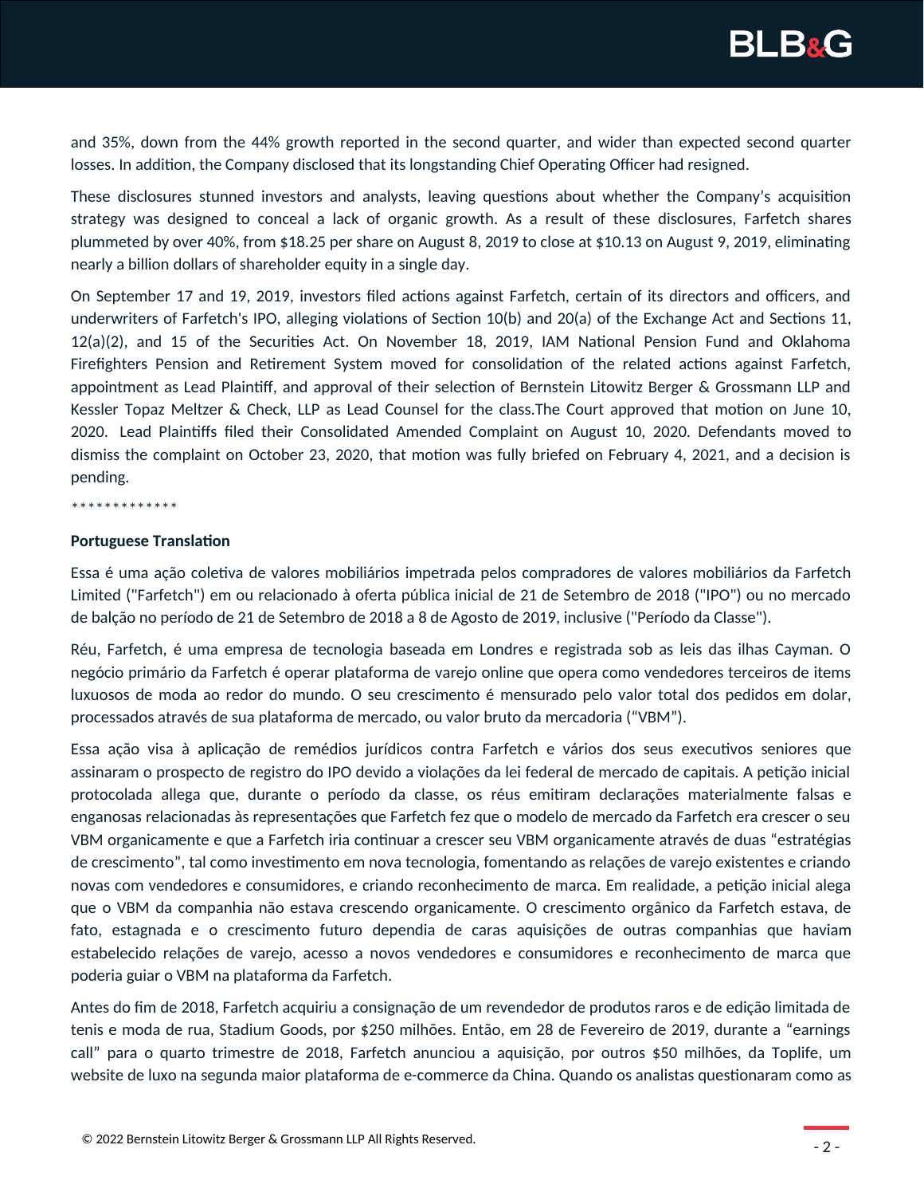and 35%, down from the 44% growth reported in the second quarter, and wider than expected second quarter losses. In addition, the Company disclosed that its longstanding Chief Operating Officer had resigned.

These disclosures stunned investors and analysts, leaving questions about whether the Company's acquisition strategy was designed to conceal a lack of organic growth. As a result of these disclosures, Farfetch shares plummeted by over 40%, from $18.25 per share on August 8, 2019 to close at $10.13 on August 9, 2019, eliminating nearly a billion dollars of shareholder equity in a single day.

On September 17 and 19, 2019, investors filed actions against Farfetch, certain of its directors and officers, and underwriters of Farfetch's IPO, alleging violations of Section 10(b) and 20(a) of the Exchange Act and Sections 11, 12(a)(2), and 15 of the Securities Act. On November 18, 2019, IAM National Pension Fund and Oklahoma Firefighters Pension and Retirement System moved for consolidation of the related actions against Farfetch, appointment as Lead Plaintiff, and approval of their selection of Bernstein Litowitz Berger & Grossmann LLP and Kessler Topaz Meltzer & Check, LLP as Lead Counsel for the class.The Court approved that motion on June 10, 2020. Lead Plaintiffs filed their Consolidated Amended Complaint on August 10, 2020. Defendants moved to dismiss the complaint on October 23, 2020, that motion was fully briefed on February 4, 2021, and a decision is pending.

*************

**Portuguese Translation**

Essa é uma ação coletiva de valores mobiliários impetrada pelos compradores de valores mobiliários da Farfetch Limited ("Farfetch") em ou relacionado à oferta pública inicial de 21 de Setembro de 2018 ("IPO") ou no mercado de balção no período de 21 de Setembro de 2018 a 8 de Agosto de 2019, inclusive ("Período da Classe").

Réu, Farfetch, é uma empresa de tecnologia baseada em Londres e registrada sob as leis das ilhas Cayman. O negócio primário da Farfetch é operar plataforma de varejo online que opera como vendedores terceiros de items luxuosos de moda ao redor do mundo. O seu crescimento é mensurado pelo valor total dos pedidos em dolar, processados através de sua plataforma de mercado, ou valor bruto da mercadoria ("VBM").

Essa ação visa à aplicação de remédios jurídicos contra Farfetch e vários dos seus executivos seniores que assinaram o prospecto de registro do IPO devido a violações da lei federal de mercado de capitais. A petição inicial protocolada allega que, durante o período da classe, os réus emitiram declarações materialmente falsas e enganosas relacionadas às representações que Farfetch fez que o modelo de mercado da Farfetch era crescer o seu VBM organicamente e que a Farfetch iria continuar a crescer seu VBM organicamente através de duas "estratégias de crescimento", tal como investimento em nova tecnologia, fomentando as relações de varejo existentes e criando novas com vendedores e consumidores, e criando reconhecimento de marca. Em realidade, a petição inicial alega que o VBM da companhia não estava crescendo organicamente. O crescimento orgânico da Farfetch estava, de fato, estagnada e o crescimento futuro dependia de caras aquisições de outras companhias que haviam estabelecido relações de varejo, acesso a novos vendedores e consumidores e reconhecimento de marca que poderia guiar o VBM na plataforma da Farfetch.

Antes do fim de 2018, Farfetch acquiriu a consignação de um revendedor de produtos raros e de edição limitada de tenis e moda de rua, Stadium Goods, por $250 milhões. Então, em 28 de Fevereiro de 2019, durante a "earnings call" para o quarto trimestre de 2018, Farfetch anunciou a aquisição, por outros $50 milhões, da Toplife, um website de luxo na segunda maior plataforma de e-commerce da China. Quando os analistas questionaram como as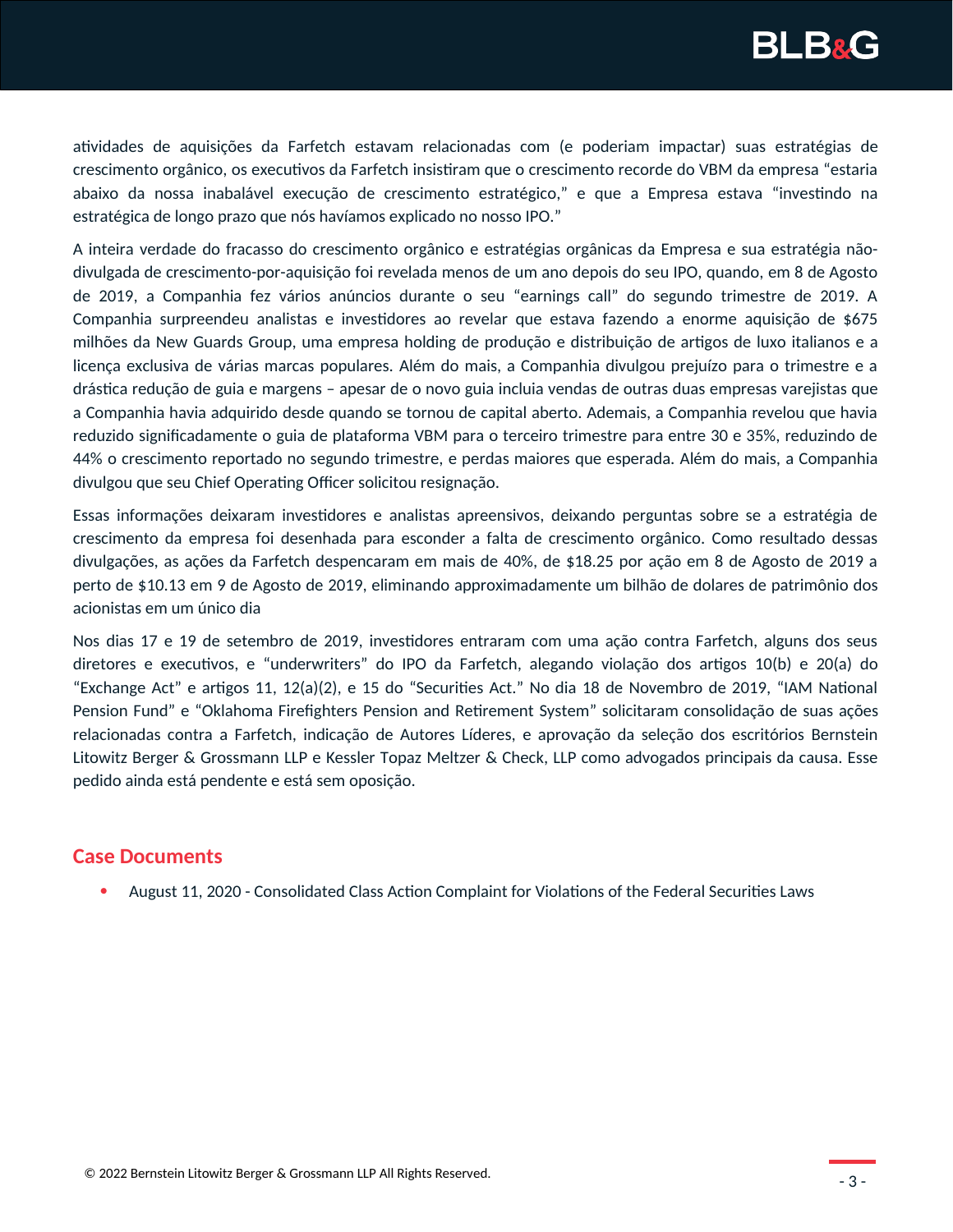atividades de aquisições da Farfetch estavam relacionadas com (e poderiam impactar) suas estratégias de crescimento orgânico, os executivos da Farfetch insistiram que o crescimento recorde do VBM da empresa "estaria abaixo da nossa inabalável execução de crescimento estratégico," e que a Empresa estava "investindo na estratégica de longo prazo que nós havíamos explicado no nosso IPO."

A inteira verdade do fracasso do crescimento orgânico e estratégias orgânicas da Empresa e sua estratégia não-divulgada de crescimento-por-aquisição foi revelada menos de um ano depois do seu IPO, quando, em 8 de Agosto de 2019, a Companhia fez vários anúncios durante o seu "earnings call" do segundo trimestre de 2019. A Companhia surpreendeu analistas e investidores ao revelar que estava fazendo a enorme aquisição de $675 milhões da New Guards Group, uma empresa holding de produção e distribuição de artigos de luxo italianos e a licença exclusiva de várias marcas populares. Além do mais, a Companhia divulgou prejuízo para o trimestre e a drástica redução de guia e margens – apesar de o novo guia incluia vendas de outras duas empresas varejistas que a Companhia havia adquirido desde quando se tornou de capital aberto. Ademais, a Companhia revelou que havia reduzido significadamente o guia de plataforma VBM para o terceiro trimestre para entre 30 e 35%, reduzindo de 44% o crescimento reportado no segundo trimestre, e perdas maiores que esperada. Além do mais, a Companhia divulgou que seu Chief Operating Officer solicitou resignação.

Essas informações deixaram investidores e analistas apreensivos, deixando perguntas sobre se a estratégia de crescimento da empresa foi desenhada para esconder a falta de crescimento orgânico. Como resultado dessas divulgações, as ações da Farfetch despencaram em mais de 40%, de $18.25 por ação em 8 de Agosto de 2019 a perto de $10.13 em 9 de Agosto de 2019, eliminando approximadamente um bilhão de dolares de patrimônio dos acionistas em um único dia

Nos dias 17 e 19 de setembro de 2019, investidores entraram com uma ação contra Farfetch, alguns dos seus diretores e executivos, e "underwriters" do IPO da Farfetch, alegando violação dos artigos 10(b) e 20(a) do "Exchange Act" e artigos 11, 12(a)(2), e 15 do "Securities Act." No dia 18 de Novembro de 2019, "IAM National Pension Fund" e "Oklahoma Firefighters Pension and Retirement System" solicitaram consolidação de suas ações relacionadas contra a Farfetch, indicação de Autores Líderes, e aprovação da seleção dos escritórios Bernstein Litowitz Berger & Grossmann LLP e Kessler Topaz Meltzer & Check, LLP como advogados principais da causa. Esse pedido ainda está pendente e está sem oposição.

## Case Documents

- August 11, 2020 - Consolidated Class Action Complaint for Violations of the Federal Securities Laws